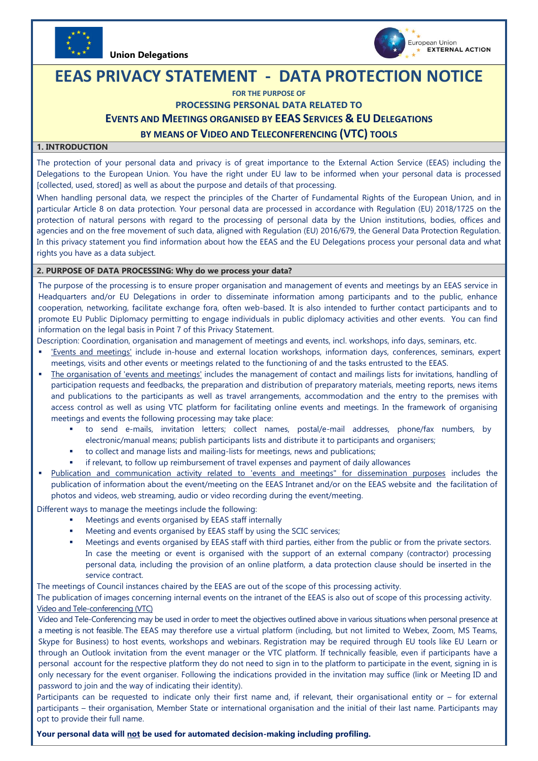Union Delegations

European Union EXTERNAL ACTION

# EEAS PRIVACY STATEMENT - DATA PROTECTION NOTICE

**FOR THE PURPOSE OF**

**PROCESSING PERSONAL DATA RELATED TO**

**EVENTS AND MEETINGS ORGANISED BY EEAS SERVICES & EU DELEGATIONS**

**BY MEANS OF VIDEO AND TELECONFERENCING (VTC) TOOLS**

## 1. INTRODUCTION

The protection of your personal data and privacy is of great importance to the External Action Service (EEAS) including the Delegations to the European Union. You have the right under EU law to be informed when your personal data is processed [collected, used, stored] as well as about the purpose and details of that processing.

When handling personal data, we respect the principles of the Charter of Fundamental Rights of the European Union, and in particular Article 8 on data protection. Your personal data are processed in accordance with Regulation (EU) 2018/1725 on the protection of natural persons with regard to the processing of personal data by the Union institutions, bodies, offices and agencies and on the free movement of such data, aligned with Regulation (EU) 2016/679, the General Data Protection Regulation. In this privacy statement you find information about how the EEAS and the EU Delegations process your personal data and what rights you have as a data subject.

## 2. PURPOSE OF DATA PROCESSING: Why do we process your data?

The purpose of the processing is to ensure proper organisation and management of events and meetings by an EEAS service in Headquarters and/or EU Delegations in order to disseminate information among participants and to the public, enhance cooperation, networking, facilitate exchange fora, often web-based. It is also intended to further contact participants and to promote EU Public Diplomacy permitting to engage individuals in public diplomacy activities and other events. You can find information on the legal basis in Point 7 of this Privacy Statement.

Description: Coordination, organisation and management of meetings and events, incl. workshops, info days, seminars, etc.

- 'Events and meetings' include in-house and external location workshops, information days, conferences, seminars, expert meetings, visits and other events or meetings related to the functioning of and the tasks entrusted to the EEAS.
- The organisation of 'events and meetings' includes the management of contact and mailings lists for invitations, handling of participation requests and feedbacks, the preparation and distribution of preparatory materials, meeting reports, news items and publications to the participants as well as travel arrangements, accommodation and the entry to the premises with access control as well as using VTC platform for facilitating online events and meetings. In the framework of organising meetings and events the following processing may take place:
  - to send e-mails, invitation letters; collect names, postal/e-mail addresses, phone/fax numbers, by electronic/manual means; publish participants lists and distribute it to participants and organisers;
  - to collect and manage lists and mailing-lists for meetings, news and publications;
  - if relevant, to follow up reimbursement of travel expenses and payment of daily allowances
- Publication and communication activity related to 'events and meetings" for dissemination purposes includes the publication of information about the event/meeting on the EEAS Intranet and/or on the EEAS website and the facilitation of photos and videos, web streaming, audio or video recording during the event/meeting.

Different ways to manage the meetings include the following:

- Meetings and events organised by EEAS staff internally
- Meeting and events organised by EEAS staff by using the SCIC services;
- Meetings and events organised by EEAS staff with third parties, either from the public or from the private sectors. In case the meeting or event is organised with the support of an external company (contractor) processing personal data, including the provision of an online platform, a data protection clause should be inserted in the service contract.

The meetings of Council instances chaired by the EEAS are out of the scope of this processing activity.

The publication of images concerning internal events on the intranet of the EEAS is also out of scope of this processing activity.

Video and Tele-conferencing (VTC)

Video and Tele-Conferencing may be used in order to meet the objectives outlined above in various situations when personal presence at a meeting is not feasible. The EEAS may therefore use a virtual platform (including, but not limited to Webex, Zoom, MS Teams, Skype for Business) to host events, workshops and webinars. Registration may be required through EU tools like EU Learn or through an Outlook invitation from the event manager or the VTC platform. If technically feasible, even if participants have a personal account for the respective platform they do not need to sign in to the platform to participate in the event, signing in is only necessary for the event organiser. Following the indications provided in the invitation may suffice (link or Meeting ID and password to join and the way of indicating their identity).

Participants can be requested to indicate only their first name and, if relevant, their organisational entity or – for external participants – their organisation, Member State or international organisation and the initial of their last name. Participants may opt to provide their full name.

**Your personal data will not be used for automated decision-making including profiling.**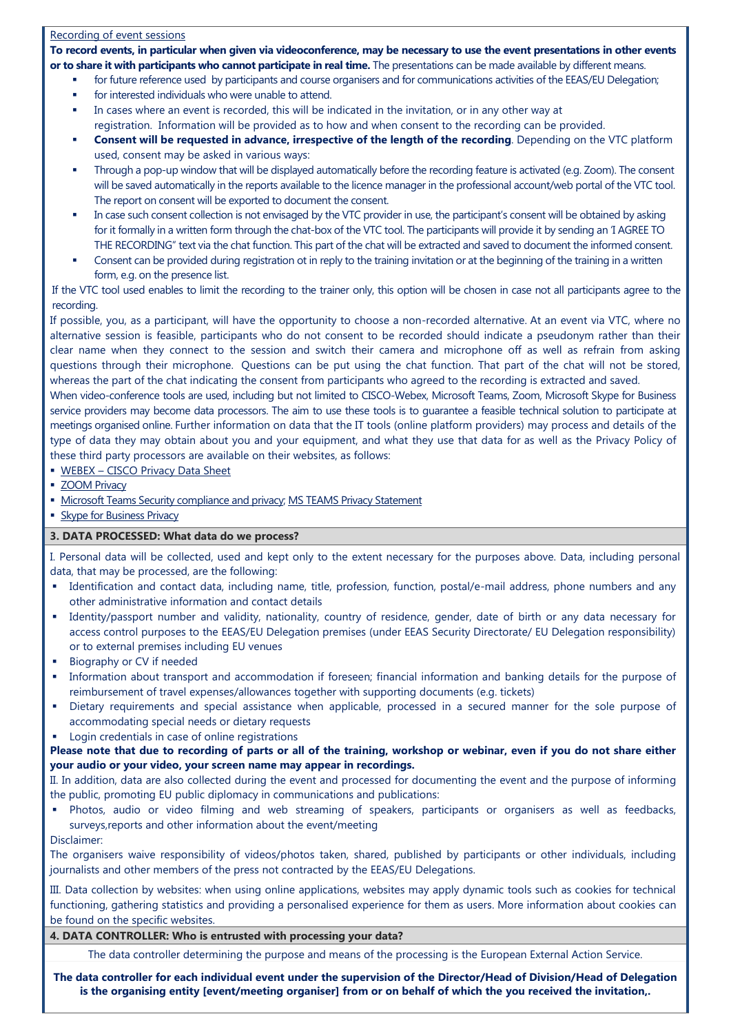Recording of event sessions

**To record events, in particular when given via videoconference, may be necessary to use the event presentations in other events or to share it with participants who cannot participate in real time.** The presentations can be made available by different means.

- for future reference used by participants and course organisers and for communications activities of the EEAS/EU Delegation;
- for interested individuals who were unable to attend.
- In cases where an event is recorded, this will be indicated in the invitation, or in any other way at registration. Information will be provided as to how and when consent to the recording can be provided.
- **Consent will be requested in advance, irrespective of the length of the recording**. Depending on the VTC platform used, consent may be asked in various ways:
- Through a pop-up window that will be displayed automatically before the recording feature is activated (e.g. Zoom). The consent will be saved automatically in the reports available to the licence manager in the professional account/web portal of the VTC tool. The report on consent will be exported to document the consent.
- In case such consent collection is not envisaged by the VTC provider in use, the participant's consent will be obtained by asking for it formally in a written form through the chat-box of the VTC tool. The participants will provide it by sending an 'I AGREE TO THE RECORDING" text via the chat function. This part of the chat will be extracted and saved to document the informed consent.
- Consent can be provided during registration ot in reply to the training invitation or at the beginning of the training in a written form, e.g. on the presence list.

If the VTC tool used enables to limit the recording to the trainer only, this option will be chosen in case not all participants agree to the recording.

If possible, you, as a participant, will have the opportunity to choose a non-recorded alternative. At an event via VTC, where no alternative session is feasible, participants who do not consent to be recorded should indicate a pseudonym rather than their clear name when they connect to the session and switch their camera and microphone off as well as refrain from asking questions through their microphone. Questions can be put using the chat function. That part of the chat will not be stored, whereas the part of the chat indicating the consent from participants who agreed to the recording is extracted and saved.

When video-conference tools are used, including but not limited to CISCO-Webex, Microsoft Teams, Zoom, Microsoft Skype for Business service providers may become data processors. The aim to use these tools is to guarantee a feasible technical solution to participate at meetings organised online. Further information on data that the IT tools (online platform providers) may process and details of the type of data they may obtain about you and your equipment, and what they use that data for as well as the Privacy Policy of these third party processors are available on their websites, as follows:

- WEBEX – CISCO Privacy Data Sheet
- ZOOM Privacy
- Microsoft Teams Security compliance and privacy; MS TEAMS Privacy Statement
- Skype for Business Privacy

## 3. DATA PROCESSED: What data do we process?

I. Personal data will be collected, used and kept only to the extent necessary for the purposes above. Data, including personal data, that may be processed, are the following:

- Identification and contact data, including name, title, profession, function, postal/e-mail address, phone numbers and any other administrative information and contact details
- Identity/passport number and validity, nationality, country of residence, gender, date of birth or any data necessary for access control purposes to the EEAS/EU Delegation premises (under EEAS Security Directorate/ EU Delegation responsibility) or to external premises including EU venues
- Biography or CV if needed
- Information about transport and accommodation if foreseen; financial information and banking details for the purpose of reimbursement of travel expenses/allowances together with supporting documents (e.g. tickets)
- Dietary requirements and special assistance when applicable, processed in a secured manner for the sole purpose of accommodating special needs or dietary requests
- Login credentials in case of online registrations

**Please note that due to recording of parts or all of the training, workshop or webinar, even if you do not share either your audio or your video, your screen name may appear in recordings.**

II. In addition, data are also collected during the event and processed for documenting the event and the purpose of informing the public, promoting EU public diplomacy in communications and publications:

- Photos, audio or video filming and web streaming of speakers, participants or organisers as well as feedbacks, surveys,reports and other information about the event/meeting

Disclaimer:

The organisers waive responsibility of videos/photos taken, shared, published by participants or other individuals, including journalists and other members of the press not contracted by the EEAS/EU Delegations.

III. Data collection by websites: when using online applications, websites may apply dynamic tools such as cookies for technical functioning, gathering statistics and providing a personalised experience for them as users. More information about cookies can be found on the specific websites.

## 4. DATA CONTROLLER: Who is entrusted with processing your data?

The data controller determining the purpose and means of the processing is the European External Action Service.

**The data controller for each individual event under the supervision of the Director/Head of Division/Head of Delegation is the organising entity [event/meeting organiser] from or on behalf of which the you received the invitation,.**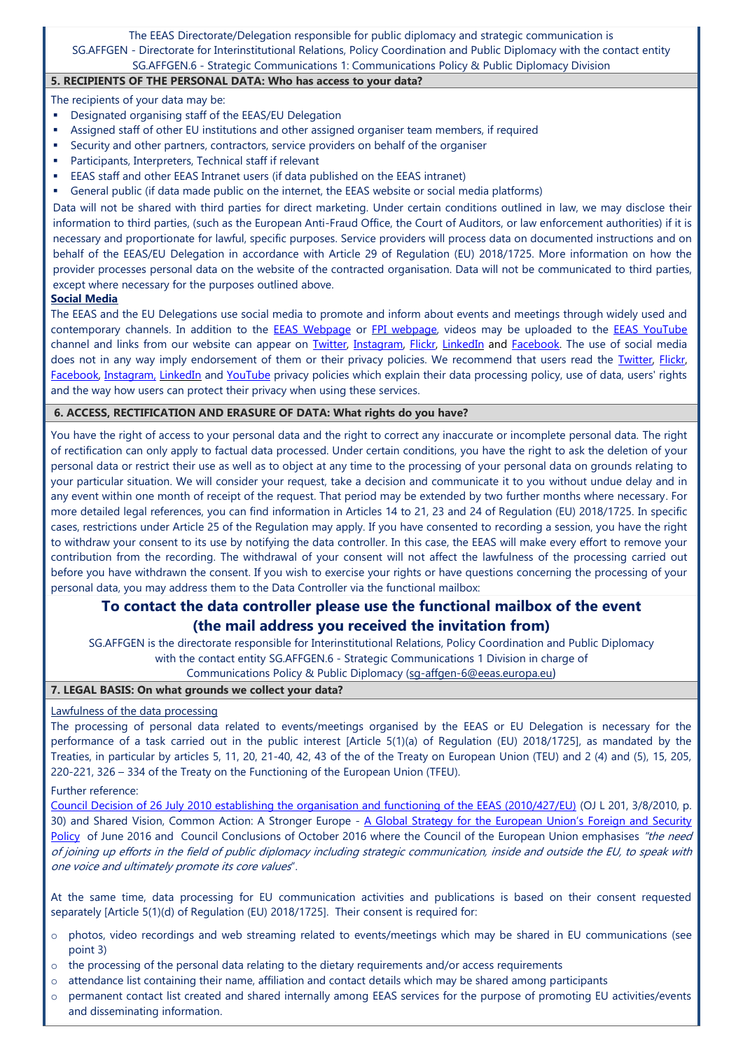The EEAS Directorate/Delegation responsible for public diplomacy and strategic communication is SG.AFFGEN - Directorate for Interinstitutional Relations, Policy Coordination and Public Diplomacy with the contact entity SG.AFFGEN.6 - Strategic Communications 1: Communications Policy & Public Diplomacy Division

## 5. RECIPIENTS OF THE PERSONAL DATA: Who has access to your data?

The recipients of your data may be:

- Designated organising staff of the EEAS/EU Delegation
- Assigned staff of other EU institutions and other assigned organiser team members, if required
- Security and other partners, contractors, service providers on behalf of the organiser
- Participants, Interpreters, Technical staff if relevant
- EEAS staff and other EEAS Intranet users (if data published on the EEAS intranet)
- General public (if data made public on the internet, the EEAS website or social media platforms)

Data will not be shared with third parties for direct marketing. Under certain conditions outlined in law, we may disclose their information to third parties, (such as the European Anti-Fraud Office, the Court of Auditors, or law enforcement authorities) if it is necessary and proportionate for lawful, specific purposes. Service providers will process data on documented instructions and on behalf of the EEAS/EU Delegation in accordance with Article 29 of Regulation (EU) 2018/1725. More information on how the provider processes personal data on the website of the contracted organisation. Data will not be communicated to third parties, except where necessary for the purposes outlined above.

**Social Media**

The EEAS and the EU Delegations use social media to promote and inform about events and meetings through widely used and contemporary channels. In addition to the EEAS Webpage or FPI webpage, videos may be uploaded to the EEAS YouTube channel and links from our website can appear on Twitter, Instagram, Flickr, LinkedIn and Facebook. The use of social media does not in any way imply endorsement of them or their privacy policies. We recommend that users read the Twitter, Flickr, Facebook, Instagram, LinkedIn and YouTube privacy policies which explain their data processing policy, use of data, users' rights and the way how users can protect their privacy when using these services.

## 6. ACCESS, RECTIFICATION AND ERASURE OF DATA: What rights do you have?

You have the right of access to your personal data and the right to correct any inaccurate or incomplete personal data. The right of rectification can only apply to factual data processed. Under certain conditions, you have the right to ask the deletion of your personal data or restrict their use as well as to object at any time to the processing of your personal data on grounds relating to your particular situation. We will consider your request, take a decision and communicate it to you without undue delay and in any event within one month of receipt of the request. That period may be extended by two further months where necessary. For more detailed legal references, you can find information in Articles 14 to 21, 23 and 24 of Regulation (EU) 2018/1725. In specific cases, restrictions under Article 25 of the Regulation may apply. If you have consented to recording a session, you have the right to withdraw your consent to its use by notifying the data controller. In this case, the EEAS will make every effort to remove your contribution from the recording. The withdrawal of your consent will not affect the lawfulness of the processing carried out before you have withdrawn the consent. If you wish to exercise your rights or have questions concerning the processing of your personal data, you may address them to the Data Controller via the functional mailbox:

**To contact the data controller please use the functional mailbox of the event (the mail address you received the invitation from)**

SG.AFFGEN is the directorate responsible for Interinstitutional Relations, Policy Coordination and Public Diplomacy with the contact entity SG.AFFGEN.6 - Strategic Communications 1 Division in charge of Communications Policy & Public Diplomacy (sg-affgen-6@eeas.europa.eu)

## 7. LEGAL BASIS: On what grounds we collect your data?

Lawfulness of the data processing

The processing of personal data related to events/meetings organised by the EEAS or EU Delegation is necessary for the performance of a task carried out in the public interest [Article 5(1)(a) of Regulation (EU) 2018/1725], as mandated by the Treaties, in particular by articles 5, 11, 20, 21-40, 42, 43 of the of the Treaty on European Union (TEU) and 2 (4) and (5), 15, 205, 220-221, 326 – 334 of the Treaty on the Functioning of the European Union (TFEU).

Further reference:

Council Decision of 26 July 2010 establishing the organisation and functioning of the EEAS (2010/427/EU) (OJ L 201, 3/8/2010, p. 30) and Shared Vision, Common Action: A Stronger Europe - A Global Strategy for the European Union's Foreign and Security Policy of June 2016 and Council Conclusions of October 2016 where the Council of the European Union emphasises *"the need of joining up efforts in the field of public diplomacy including strategic communication, inside and outside the EU, to speak with one voice and ultimately promote its core values*".

At the same time, data processing for EU communication activities and publications is based on their consent requested separately [Article 5(1)(d) of Regulation (EU) 2018/1725]. Their consent is required for:

- photos, video recordings and web streaming related to events/meetings which may be shared in EU communications (see point 3)
- the processing of the personal data relating to the dietary requirements and/or access requirements
- attendance list containing their name, affiliation and contact details which may be shared among participants
- permanent contact list created and shared internally among EEAS services for the purpose of promoting EU activities/events and disseminating information.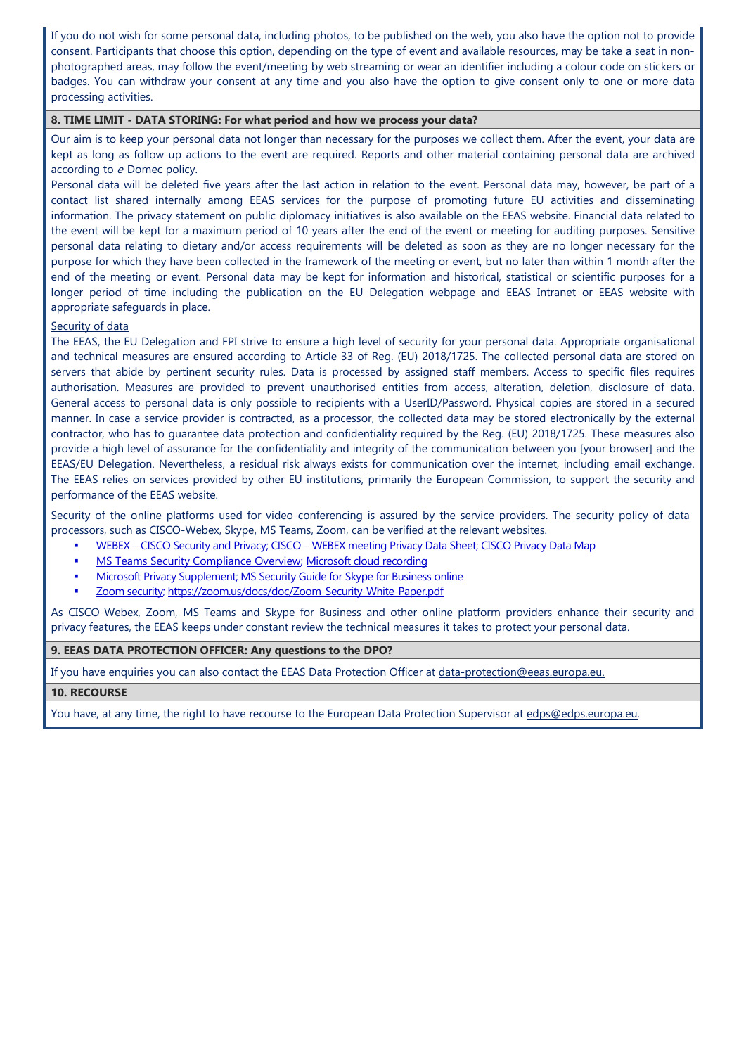If you do not wish for some personal data, including photos, to be published on the web, you also have the option not to provide consent. Participants that choose this option, depending on the type of event and available resources, may be take a seat in non-photographed areas, may follow the event/meeting by web streaming or wear an identifier including a colour code on stickers or badges. You can withdraw your consent at any time and you also have the option to give consent only to one or more data processing activities.

## 8. TIME LIMIT - DATA STORING: For what period and how we process your data?

Our aim is to keep your personal data not longer than necessary for the purposes we collect them. After the event, your data are kept as long as follow-up actions to the event are required. Reports and other material containing personal data are archived according to *e*-Domec policy.

Personal data will be deleted five years after the last action in relation to the event. Personal data may, however, be part of a contact list shared internally among EEAS services for the purpose of promoting future EU activities and disseminating information. The privacy statement on public diplomacy initiatives is also available on the EEAS website. Financial data related to the event will be kept for a maximum period of 10 years after the end of the event or meeting for auditing purposes. Sensitive personal data relating to dietary and/or access requirements will be deleted as soon as they are no longer necessary for the purpose for which they have been collected in the framework of the meeting or event, but no later than within 1 month after the end of the meeting or event. Personal data may be kept for information and historical, statistical or scientific purposes for a longer period of time including the publication on the EU Delegation webpage and EEAS Intranet or EEAS website with appropriate safeguards in place.

Security of data

The EEAS, the EU Delegation and FPI strive to ensure a high level of security for your personal data. Appropriate organisational and technical measures are ensured according to Article 33 of Reg. (EU) 2018/1725. The collected personal data are stored on servers that abide by pertinent security rules. Data is processed by assigned staff members. Access to specific files requires authorisation. Measures are provided to prevent unauthorised entities from access, alteration, deletion, disclosure of data. General access to personal data is only possible to recipients with a UserID/Password. Physical copies are stored in a secured manner. In case a service provider is contracted, as a processor, the collected data may be stored electronically by the external contractor, who has to guarantee data protection and confidentiality required by the Reg. (EU) 2018/1725. These measures also provide a high level of assurance for the confidentiality and integrity of the communication between you [your browser] and the EEAS/EU Delegation. Nevertheless, a residual risk always exists for communication over the internet, including email exchange. The EEAS relies on services provided by other EU institutions, primarily the European Commission, to support the security and performance of the EEAS website.

Security of the online platforms used for video-conferencing is assured by the service providers. The security policy of data processors, such as CISCO-Webex, Skype, MS Teams, Zoom, can be verified at the relevant websites.

- WEBEX – CISCO Security and Privacy; CISCO – WEBEX meeting Privacy Data Sheet; CISCO Privacy Data Map
- MS Teams Security Compliance Overview; Microsoft cloud recording
- Microsoft Privacy Supplement; MS Security Guide for Skype for Business online
- Zoom security; https://zoom.us/docs/doc/Zoom-Security-White-Paper.pdf

As CISCO-Webex, Zoom, MS Teams and Skype for Business and other online platform providers enhance their security and privacy features, the EEAS keeps under constant review the technical measures it takes to protect your personal data.

## 9. EEAS DATA PROTECTION OFFICER: Any questions to the DPO?

If you have enquiries you can also contact the EEAS Data Protection Officer at data-protection@eeas.europa.eu.

## 10. RECOURSE

You have, at any time, the right to have recourse to the European Data Protection Supervisor at edps@edps.europa.eu.